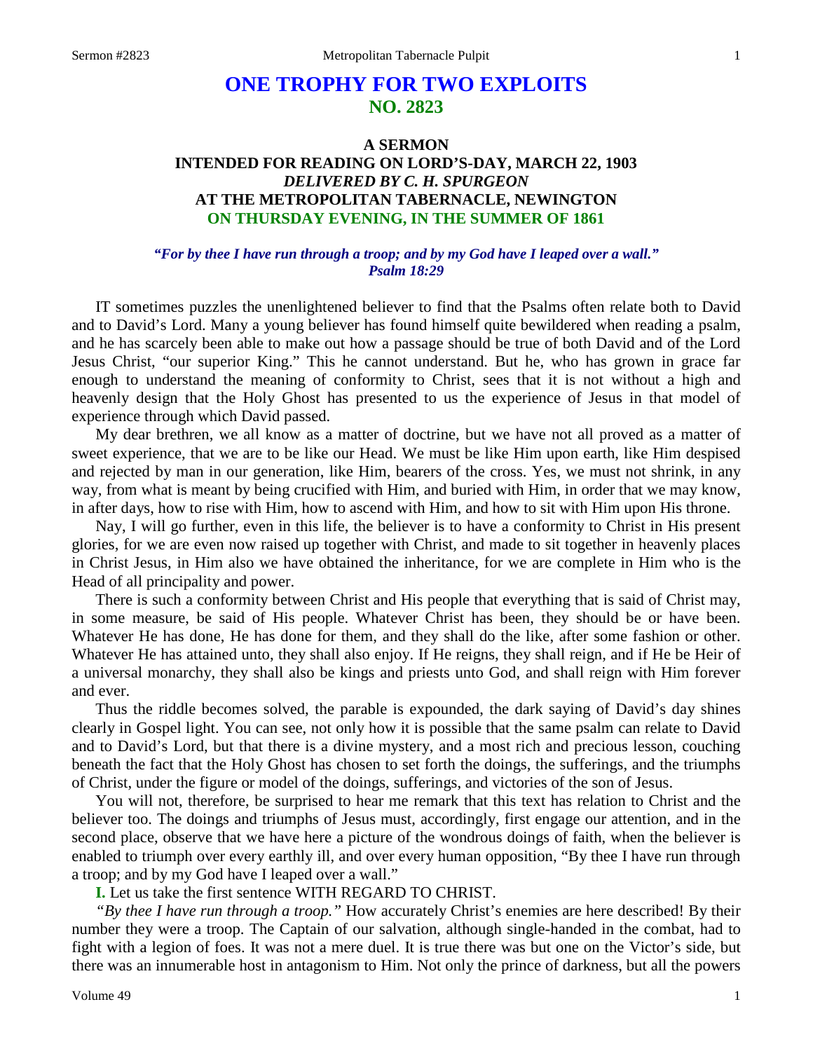# ONE TROPHY FOR TWO EXPLOITS
## NO. 2823

### A SERMON
### INTENDED FOR READING ON LORD'S-DAY, MARCH 22, 1903
### *DELIVERED BY C. H. SPURGEON*
### AT THE METROPOLITAN TABERNACLE, NEWINGTON
### ON THURSDAY EVENING, IN THE SUMMER OF 1861

***"For by thee I have run through a troop; and by my God have I leaped over a wall." Psalm 18:29***

IT sometimes puzzles the unenlightened believer to find that the Psalms often relate both to David and to David's Lord. Many a young believer has found himself quite bewildered when reading a psalm, and he has scarcely been able to make out how a passage should be true of both David and of the Lord Jesus Christ, "our superior King." This he cannot understand. But he, who has grown in grace far enough to understand the meaning of conformity to Christ, sees that it is not without a high and heavenly design that the Holy Ghost has presented to us the experience of Jesus in that model of experience through which David passed.

My dear brethren, we all know as a matter of doctrine, but we have not all proved as a matter of sweet experience, that we are to be like our Head. We must be like Him upon earth, like Him despised and rejected by man in our generation, like Him, bearers of the cross. Yes, we must not shrink, in any way, from what is meant by being crucified with Him, and buried with Him, in order that we may know, in after days, how to rise with Him, how to ascend with Him, and how to sit with Him upon His throne.

Nay, I will go further, even in this life, the believer is to have a conformity to Christ in His present glories, for we are even now raised up together with Christ, and made to sit together in heavenly places in Christ Jesus, in Him also we have obtained the inheritance, for we are complete in Him who is the Head of all principality and power.

There is such a conformity between Christ and His people that everything that is said of Christ may, in some measure, be said of His people. Whatever Christ has been, they should be or have been. Whatever He has done, He has done for them, and they shall do the like, after some fashion or other. Whatever He has attained unto, they shall also enjoy. If He reigns, they shall reign, and if He be Heir of a universal monarchy, they shall also be kings and priests unto God, and shall reign with Him forever and ever.

Thus the riddle becomes solved, the parable is expounded, the dark saying of David's day shines clearly in Gospel light. You can see, not only how it is possible that the same psalm can relate to David and to David's Lord, but that there is a divine mystery, and a most rich and precious lesson, couching beneath the fact that the Holy Ghost has chosen to set forth the doings, the sufferings, and the triumphs of Christ, under the figure or model of the doings, sufferings, and victories of the son of Jesus.

You will not, therefore, be surprised to hear me remark that this text has relation to Christ and the believer too. The doings and triumphs of Jesus must, accordingly, first engage our attention, and in the second place, observe that we have here a picture of the wondrous doings of faith, when the believer is enabled to triumph over every earthly ill, and over every human opposition, "By thee I have run through a troop; and by my God have I leaped over a wall."

**I.** Let us take the first sentence WITH REGARD TO CHRIST.

*"By thee I have run through a troop."* How accurately Christ's enemies are here described! By their number they were a troop. The Captain of our salvation, although single-handed in the combat, had to fight with a legion of foes. It was not a mere duel. It is true there was but one on the Victor's side, but there was an innumerable host in antagonism to Him. Not only the prince of darkness, but all the powers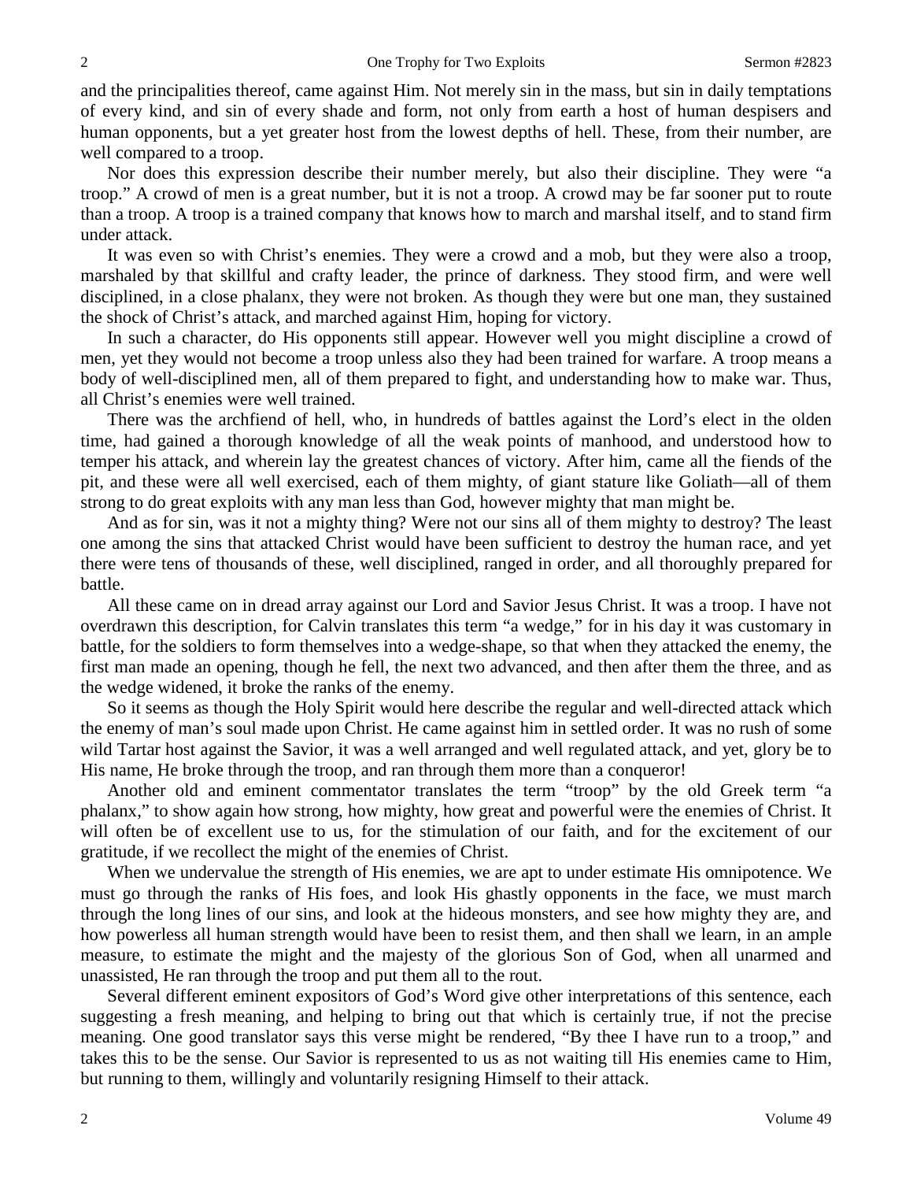and the principalities thereof, came against Him. Not merely sin in the mass, but sin in daily temptations of every kind, and sin of every shade and form, not only from earth a host of human despisers and human opponents, but a yet greater host from the lowest depths of hell. These, from their number, are well compared to a troop.

Nor does this expression describe their number merely, but also their discipline. They were "a troop." A crowd of men is a great number, but it is not a troop. A crowd may be far sooner put to route than a troop. A troop is a trained company that knows how to march and marshal itself, and to stand firm under attack.

It was even so with Christ's enemies. They were a crowd and a mob, but they were also a troop, marshaled by that skillful and crafty leader, the prince of darkness. They stood firm, and were well disciplined, in a close phalanx, they were not broken. As though they were but one man, they sustained the shock of Christ's attack, and marched against Him, hoping for victory.

In such a character, do His opponents still appear. However well you might discipline a crowd of men, yet they would not become a troop unless also they had been trained for warfare. A troop means a body of well-disciplined men, all of them prepared to fight, and understanding how to make war. Thus, all Christ's enemies were well trained.

There was the archfiend of hell, who, in hundreds of battles against the Lord's elect in the olden time, had gained a thorough knowledge of all the weak points of manhood, and understood how to temper his attack, and wherein lay the greatest chances of victory. After him, came all the fiends of the pit, and these were all well exercised, each of them mighty, of giant stature like Goliath—all of them strong to do great exploits with any man less than God, however mighty that man might be.

And as for sin, was it not a mighty thing? Were not our sins all of them mighty to destroy? The least one among the sins that attacked Christ would have been sufficient to destroy the human race, and yet there were tens of thousands of these, well disciplined, ranged in order, and all thoroughly prepared for battle.

All these came on in dread array against our Lord and Savior Jesus Christ. It was a troop. I have not overdrawn this description, for Calvin translates this term "a wedge," for in his day it was customary in battle, for the soldiers to form themselves into a wedge-shape, so that when they attacked the enemy, the first man made an opening, though he fell, the next two advanced, and then after them the three, and as the wedge widened, it broke the ranks of the enemy.

So it seems as though the Holy Spirit would here describe the regular and well-directed attack which the enemy of man's soul made upon Christ. He came against him in settled order. It was no rush of some wild Tartar host against the Savior, it was a well arranged and well regulated attack, and yet, glory be to His name, He broke through the troop, and ran through them more than a conqueror!

Another old and eminent commentator translates the term "troop" by the old Greek term "a phalanx," to show again how strong, how mighty, how great and powerful were the enemies of Christ. It will often be of excellent use to us, for the stimulation of our faith, and for the excitement of our gratitude, if we recollect the might of the enemies of Christ.

When we undervalue the strength of His enemies, we are apt to under estimate His omnipotence. We must go through the ranks of His foes, and look His ghastly opponents in the face, we must march through the long lines of our sins, and look at the hideous monsters, and see how mighty they are, and how powerless all human strength would have been to resist them, and then shall we learn, in an ample measure, to estimate the might and the majesty of the glorious Son of God, when all unarmed and unassisted, He ran through the troop and put them all to the rout.

Several different eminent expositors of God's Word give other interpretations of this sentence, each suggesting a fresh meaning, and helping to bring out that which is certainly true, if not the precise meaning. One good translator says this verse might be rendered, "By thee I have run to a troop," and takes this to be the sense. Our Savior is represented to us as not waiting till His enemies came to Him, but running to them, willingly and voluntarily resigning Himself to their attack.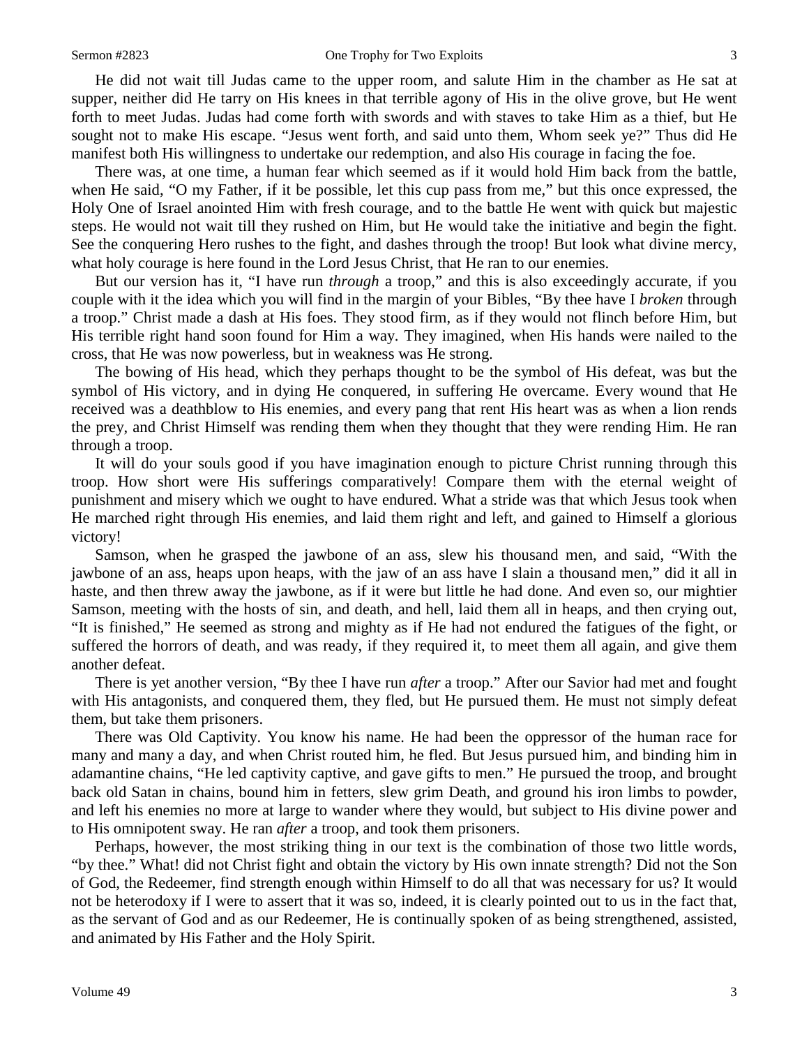He did not wait till Judas came to the upper room, and salute Him in the chamber as He sat at supper, neither did He tarry on His knees in that terrible agony of His in the olive grove, but He went forth to meet Judas. Judas had come forth with swords and with staves to take Him as a thief, but He sought not to make His escape. "Jesus went forth, and said unto them, Whom seek ye?" Thus did He manifest both His willingness to undertake our redemption, and also His courage in facing the foe.

There was, at one time, a human fear which seemed as if it would hold Him back from the battle, when He said, "O my Father, if it be possible, let this cup pass from me," but this once expressed, the Holy One of Israel anointed Him with fresh courage, and to the battle He went with quick but majestic steps. He would not wait till they rushed on Him, but He would take the initiative and begin the fight. See the conquering Hero rushes to the fight, and dashes through the troop! But look what divine mercy, what holy courage is here found in the Lord Jesus Christ, that He ran to our enemies.

But our version has it, "I have run *through* a troop," and this is also exceedingly accurate, if you couple with it the idea which you will find in the margin of your Bibles, "By thee have I *broken* through a troop." Christ made a dash at His foes. They stood firm, as if they would not flinch before Him, but His terrible right hand soon found for Him a way. They imagined, when His hands were nailed to the cross, that He was now powerless, but in weakness was He strong.

The bowing of His head, which they perhaps thought to be the symbol of His defeat, was but the symbol of His victory, and in dying He conquered, in suffering He overcame. Every wound that He received was a deathblow to His enemies, and every pang that rent His heart was as when a lion rends the prey, and Christ Himself was rending them when they thought that they were rending Him. He ran through a troop.

It will do your souls good if you have imagination enough to picture Christ running through this troop. How short were His sufferings comparatively! Compare them with the eternal weight of punishment and misery which we ought to have endured. What a stride was that which Jesus took when He marched right through His enemies, and laid them right and left, and gained to Himself a glorious victory!

Samson, when he grasped the jawbone of an ass, slew his thousand men, and said, "With the jawbone of an ass, heaps upon heaps, with the jaw of an ass have I slain a thousand men," did it all in haste, and then threw away the jawbone, as if it were but little he had done. And even so, our mightier Samson, meeting with the hosts of sin, and death, and hell, laid them all in heaps, and then crying out, "It is finished," He seemed as strong and mighty as if He had not endured the fatigues of the fight, or suffered the horrors of death, and was ready, if they required it, to meet them all again, and give them another defeat.

There is yet another version, "By thee I have run *after* a troop." After our Savior had met and fought with His antagonists, and conquered them, they fled, but He pursued them. He must not simply defeat them, but take them prisoners.

There was Old Captivity. You know his name. He had been the oppressor of the human race for many and many a day, and when Christ routed him, he fled. But Jesus pursued him, and binding him in adamantine chains, "He led captivity captive, and gave gifts to men." He pursued the troop, and brought back old Satan in chains, bound him in fetters, slew grim Death, and ground his iron limbs to powder, and left his enemies no more at large to wander where they would, but subject to His divine power and to His omnipotent sway. He ran *after* a troop, and took them prisoners.

Perhaps, however, the most striking thing in our text is the combination of those two little words, "by thee." What! did not Christ fight and obtain the victory by His own innate strength? Did not the Son of God, the Redeemer, find strength enough within Himself to do all that was necessary for us? It would not be heterodoxy if I were to assert that it was so, indeed, it is clearly pointed out to us in the fact that, as the servant of God and as our Redeemer, He is continually spoken of as being strengthened, assisted, and animated by His Father and the Holy Spirit.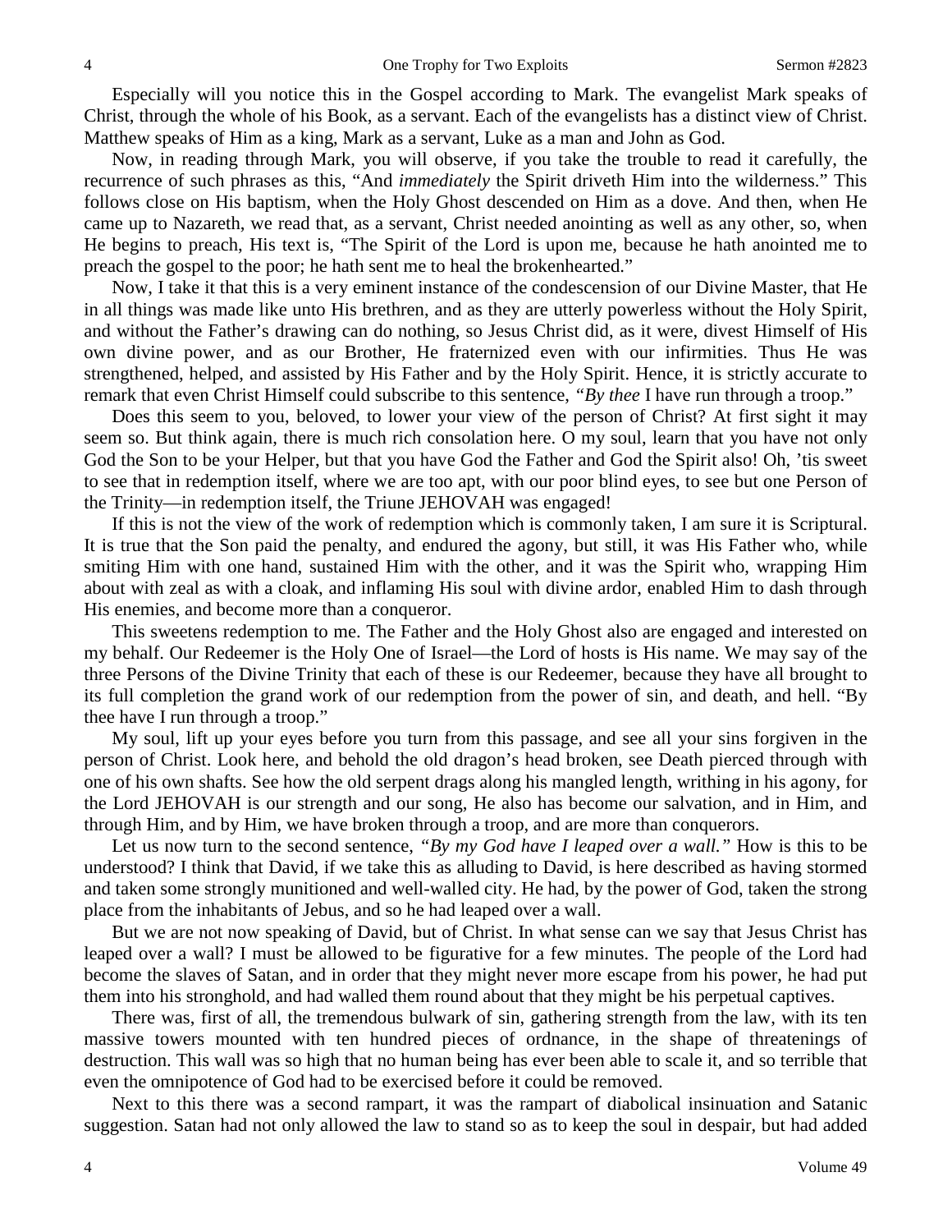Especially will you notice this in the Gospel according to Mark. The evangelist Mark speaks of Christ, through the whole of his Book, as a servant. Each of the evangelists has a distinct view of Christ. Matthew speaks of Him as a king, Mark as a servant, Luke as a man and John as God.

Now, in reading through Mark, you will observe, if you take the trouble to read it carefully, the recurrence of such phrases as this, "And *immediately* the Spirit driveth Him into the wilderness." This follows close on His baptism, when the Holy Ghost descended on Him as a dove. And then, when He came up to Nazareth, we read that, as a servant, Christ needed anointing as well as any other, so, when He begins to preach, His text is, "The Spirit of the Lord is upon me, because he hath anointed me to preach the gospel to the poor; he hath sent me to heal the brokenhearted."

Now, I take it that this is a very eminent instance of the condescension of our Divine Master, that He in all things was made like unto His brethren, and as they are utterly powerless without the Holy Spirit, and without the Father's drawing can do nothing, so Jesus Christ did, as it were, divest Himself of His own divine power, and as our Brother, He fraternized even with our infirmities. Thus He was strengthened, helped, and assisted by His Father and by the Holy Spirit. Hence, it is strictly accurate to remark that even Christ Himself could subscribe to this sentence, *"By thee* I have run through a troop."

Does this seem to you, beloved, to lower your view of the person of Christ? At first sight it may seem so. But think again, there is much rich consolation here. O my soul, learn that you have not only God the Son to be your Helper, but that you have God the Father and God the Spirit also! Oh, 'tis sweet to see that in redemption itself, where we are too apt, with our poor blind eyes, to see but one Person of the Trinity—in redemption itself, the Triune JEHOVAH was engaged!

If this is not the view of the work of redemption which is commonly taken, I am sure it is Scriptural. It is true that the Son paid the penalty, and endured the agony, but still, it was His Father who, while smiting Him with one hand, sustained Him with the other, and it was the Spirit who, wrapping Him about with zeal as with a cloak, and inflaming His soul with divine ardor, enabled Him to dash through His enemies, and become more than a conqueror.

This sweetens redemption to me. The Father and the Holy Ghost also are engaged and interested on my behalf. Our Redeemer is the Holy One of Israel—the Lord of hosts is His name. We may say of the three Persons of the Divine Trinity that each of these is our Redeemer, because they have all brought to its full completion the grand work of our redemption from the power of sin, and death, and hell. "By thee have I run through a troop."

My soul, lift up your eyes before you turn from this passage, and see all your sins forgiven in the person of Christ. Look here, and behold the old dragon's head broken, see Death pierced through with one of his own shafts. See how the old serpent drags along his mangled length, writhing in his agony, for the Lord JEHOVAH is our strength and our song, He also has become our salvation, and in Him, and through Him, and by Him, we have broken through a troop, and are more than conquerors.

Let us now turn to the second sentence, *"By my God have I leaped over a wall."* How is this to be understood? I think that David, if we take this as alluding to David, is here described as having stormed and taken some strongly munitioned and well-walled city. He had, by the power of God, taken the strong place from the inhabitants of Jebus, and so he had leaped over a wall.

But we are not now speaking of David, but of Christ. In what sense can we say that Jesus Christ has leaped over a wall? I must be allowed to be figurative for a few minutes. The people of the Lord had become the slaves of Satan, and in order that they might never more escape from his power, he had put them into his stronghold, and had walled them round about that they might be his perpetual captives.

There was, first of all, the tremendous bulwark of sin, gathering strength from the law, with its ten massive towers mounted with ten hundred pieces of ordnance, in the shape of threatenings of destruction. This wall was so high that no human being has ever been able to scale it, and so terrible that even the omnipotence of God had to be exercised before it could be removed.

Next to this there was a second rampart, it was the rampart of diabolical insinuation and Satanic suggestion. Satan had not only allowed the law to stand so as to keep the soul in despair, but had added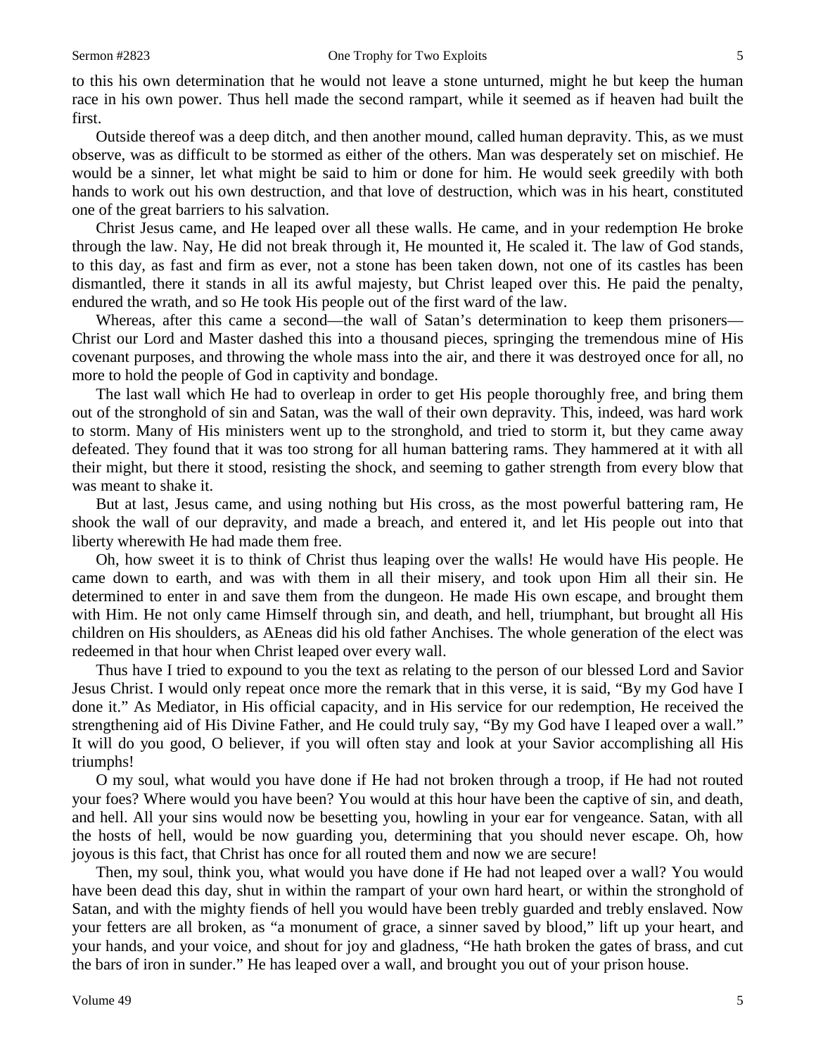to this his own determination that he would not leave a stone unturned, might he but keep the human race in his own power. Thus hell made the second rampart, while it seemed as if heaven had built the first.

Outside thereof was a deep ditch, and then another mound, called human depravity. This, as we must observe, was as difficult to be stormed as either of the others. Man was desperately set on mischief. He would be a sinner, let what might be said to him or done for him. He would seek greedily with both hands to work out his own destruction, and that love of destruction, which was in his heart, constituted one of the great barriers to his salvation.

Christ Jesus came, and He leaped over all these walls. He came, and in your redemption He broke through the law. Nay, He did not break through it, He mounted it, He scaled it. The law of God stands, to this day, as fast and firm as ever, not a stone has been taken down, not one of its castles has been dismantled, there it stands in all its awful majesty, but Christ leaped over this. He paid the penalty, endured the wrath, and so He took His people out of the first ward of the law.

Whereas, after this came a second—the wall of Satan's determination to keep them prisoners—Christ our Lord and Master dashed this into a thousand pieces, springing the tremendous mine of His covenant purposes, and throwing the whole mass into the air, and there it was destroyed once for all, no more to hold the people of God in captivity and bondage.

The last wall which He had to overleap in order to get His people thoroughly free, and bring them out of the stronghold of sin and Satan, was the wall of their own depravity. This, indeed, was hard work to storm. Many of His ministers went up to the stronghold, and tried to storm it, but they came away defeated. They found that it was too strong for all human battering rams. They hammered at it with all their might, but there it stood, resisting the shock, and seeming to gather strength from every blow that was meant to shake it.

But at last, Jesus came, and using nothing but His cross, as the most powerful battering ram, He shook the wall of our depravity, and made a breach, and entered it, and let His people out into that liberty wherewith He had made them free.

Oh, how sweet it is to think of Christ thus leaping over the walls! He would have His people. He came down to earth, and was with them in all their misery, and took upon Him all their sin. He determined to enter in and save them from the dungeon. He made His own escape, and brought them with Him. He not only came Himself through sin, and death, and hell, triumphant, but brought all His children on His shoulders, as AEneas did his old father Anchises. The whole generation of the elect was redeemed in that hour when Christ leaped over every wall.

Thus have I tried to expound to you the text as relating to the person of our blessed Lord and Savior Jesus Christ. I would only repeat once more the remark that in this verse, it is said, "By my God have I done it." As Mediator, in His official capacity, and in His service for our redemption, He received the strengthening aid of His Divine Father, and He could truly say, "By my God have I leaped over a wall." It will do you good, O believer, if you will often stay and look at your Savior accomplishing all His triumphs!

O my soul, what would you have done if He had not broken through a troop, if He had not routed your foes? Where would you have been? You would at this hour have been the captive of sin, and death, and hell. All your sins would now be besetting you, howling in your ear for vengeance. Satan, with all the hosts of hell, would be now guarding you, determining that you should never escape. Oh, how joyous is this fact, that Christ has once for all routed them and now we are secure!

Then, my soul, think you, what would you have done if He had not leaped over a wall? You would have been dead this day, shut in within the rampart of your own hard heart, or within the stronghold of Satan, and with the mighty fiends of hell you would have been trebly guarded and trebly enslaved. Now your fetters are all broken, as "a monument of grace, a sinner saved by blood," lift up your heart, and your hands, and your voice, and shout for joy and gladness, "He hath broken the gates of brass, and cut the bars of iron in sunder." He has leaped over a wall, and brought you out of your prison house.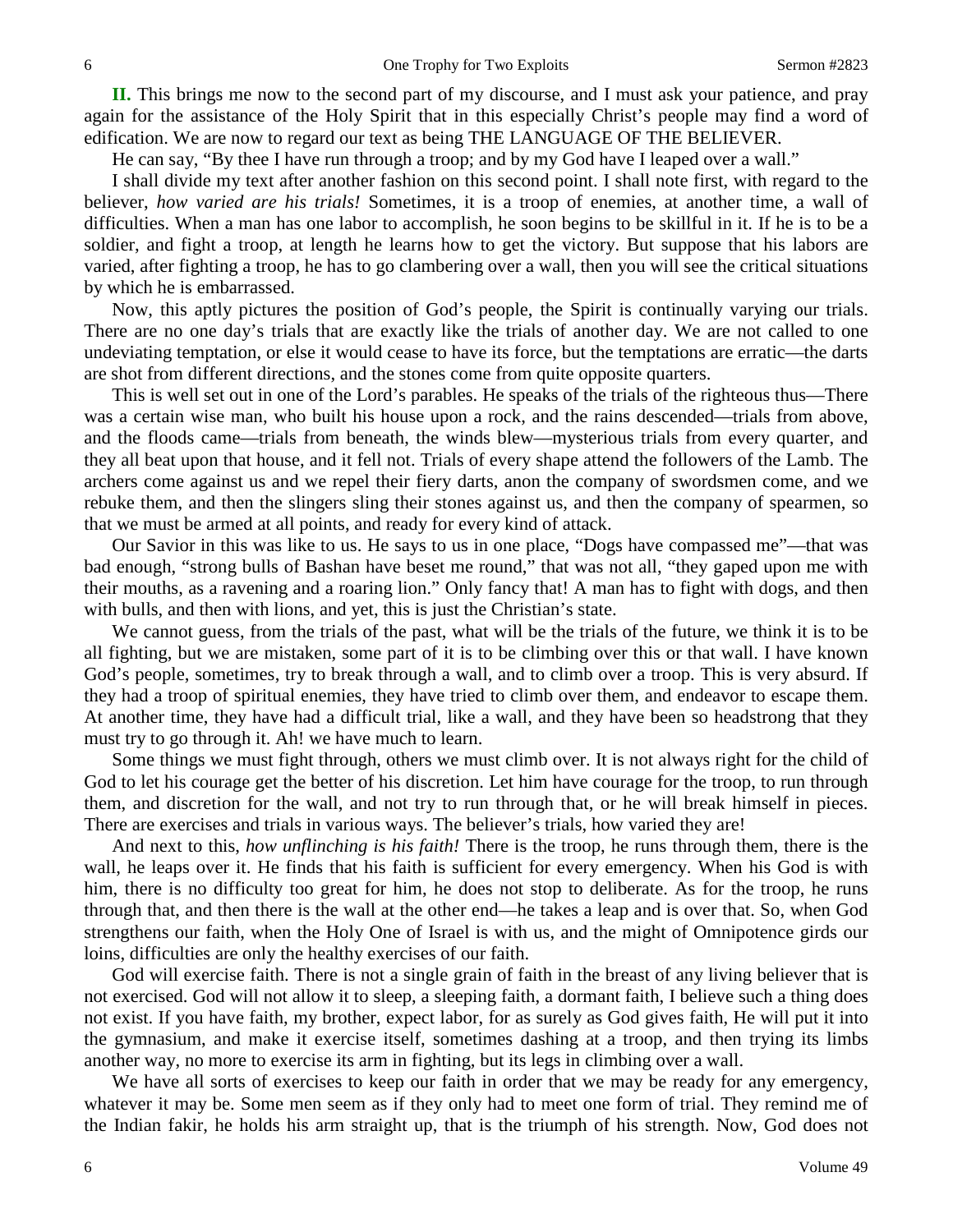**II.** This brings me now to the second part of my discourse, and I must ask your patience, and pray again for the assistance of the Holy Spirit that in this especially Christ's people may find a word of edification. We are now to regard our text as being THE LANGUAGE OF THE BELIEVER.

He can say, "By thee I have run through a troop; and by my God have I leaped over a wall."

I shall divide my text after another fashion on this second point. I shall note first, with regard to the believer, *how varied are his trials!* Sometimes, it is a troop of enemies, at another time, a wall of difficulties. When a man has one labor to accomplish, he soon begins to be skillful in it. If he is to be a soldier, and fight a troop, at length he learns how to get the victory. But suppose that his labors are varied, after fighting a troop, he has to go clambering over a wall, then you will see the critical situations by which he is embarrassed.

Now, this aptly pictures the position of God's people, the Spirit is continually varying our trials. There are no one day's trials that are exactly like the trials of another day. We are not called to one undeviating temptation, or else it would cease to have its force, but the temptations are erratic—the darts are shot from different directions, and the stones come from quite opposite quarters.

This is well set out in one of the Lord's parables. He speaks of the trials of the righteous thus—There was a certain wise man, who built his house upon a rock, and the rains descended—trials from above, and the floods came—trials from beneath, the winds blew—mysterious trials from every quarter, and they all beat upon that house, and it fell not. Trials of every shape attend the followers of the Lamb. The archers come against us and we repel their fiery darts, anon the company of swordsmen come, and we rebuke them, and then the slingers sling their stones against us, and then the company of spearmen, so that we must be armed at all points, and ready for every kind of attack.

Our Savior in this was like to us. He says to us in one place, "Dogs have compassed me"—that was bad enough, "strong bulls of Bashan have beset me round," that was not all, "they gaped upon me with their mouths, as a ravening and a roaring lion." Only fancy that! A man has to fight with dogs, and then with bulls, and then with lions, and yet, this is just the Christian's state.

We cannot guess, from the trials of the past, what will be the trials of the future, we think it is to be all fighting, but we are mistaken, some part of it is to be climbing over this or that wall. I have known God's people, sometimes, try to break through a wall, and to climb over a troop. This is very absurd. If they had a troop of spiritual enemies, they have tried to climb over them, and endeavor to escape them. At another time, they have had a difficult trial, like a wall, and they have been so headstrong that they must try to go through it. Ah! we have much to learn.

Some things we must fight through, others we must climb over. It is not always right for the child of God to let his courage get the better of his discretion. Let him have courage for the troop, to run through them, and discretion for the wall, and not try to run through that, or he will break himself in pieces. There are exercises and trials in various ways. The believer's trials, how varied they are!

And next to this, *how unflinching is his faith!* There is the troop, he runs through them, there is the wall, he leaps over it. He finds that his faith is sufficient for every emergency. When his God is with him, there is no difficulty too great for him, he does not stop to deliberate. As for the troop, he runs through that, and then there is the wall at the other end—he takes a leap and is over that. So, when God strengthens our faith, when the Holy One of Israel is with us, and the might of Omnipotence girds our loins, difficulties are only the healthy exercises of our faith.

God will exercise faith. There is not a single grain of faith in the breast of any living believer that is not exercised. God will not allow it to sleep, a sleeping faith, a dormant faith, I believe such a thing does not exist. If you have faith, my brother, expect labor, for as surely as God gives faith, He will put it into the gymnasium, and make it exercise itself, sometimes dashing at a troop, and then trying its limbs another way, no more to exercise its arm in fighting, but its legs in climbing over a wall.

We have all sorts of exercises to keep our faith in order that we may be ready for any emergency, whatever it may be. Some men seem as if they only had to meet one form of trial. They remind me of the Indian fakir, he holds his arm straight up, that is the triumph of his strength. Now, God does not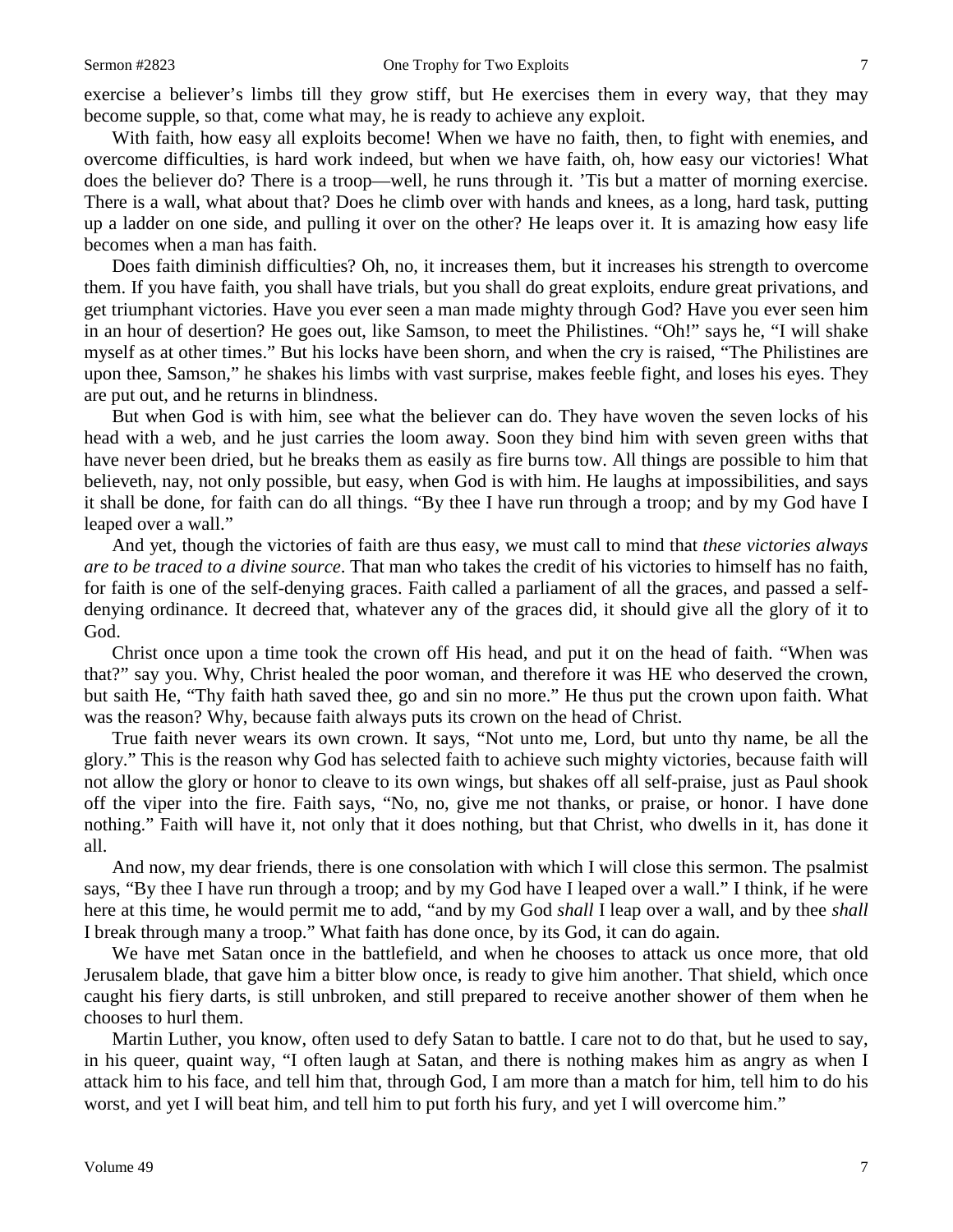exercise a believer's limbs till they grow stiff, but He exercises them in every way, that they may become supple, so that, come what may, he is ready to achieve any exploit.

With faith, how easy all exploits become! When we have no faith, then, to fight with enemies, and overcome difficulties, is hard work indeed, but when we have faith, oh, how easy our victories! What does the believer do? There is a troop—well, he runs through it. 'Tis but a matter of morning exercise. There is a wall, what about that? Does he climb over with hands and knees, as a long, hard task, putting up a ladder on one side, and pulling it over on the other? He leaps over it. It is amazing how easy life becomes when a man has faith.

Does faith diminish difficulties? Oh, no, it increases them, but it increases his strength to overcome them. If you have faith, you shall have trials, but you shall do great exploits, endure great privations, and get triumphant victories. Have you ever seen a man made mighty through God? Have you ever seen him in an hour of desertion? He goes out, like Samson, to meet the Philistines. "Oh!" says he, "I will shake myself as at other times." But his locks have been shorn, and when the cry is raised, "The Philistines are upon thee, Samson," he shakes his limbs with vast surprise, makes feeble fight, and loses his eyes. They are put out, and he returns in blindness.

But when God is with him, see what the believer can do. They have woven the seven locks of his head with a web, and he just carries the loom away. Soon they bind him with seven green withs that have never been dried, but he breaks them as easily as fire burns tow. All things are possible to him that believeth, nay, not only possible, but easy, when God is with him. He laughs at impossibilities, and says it shall be done, for faith can do all things. "By thee I have run through a troop; and by my God have I leaped over a wall."

And yet, though the victories of faith are thus easy, we must call to mind that *these victories always are to be traced to a divine source*. That man who takes the credit of his victories to himself has no faith, for faith is one of the self-denying graces. Faith called a parliament of all the graces, and passed a self-denying ordinance. It decreed that, whatever any of the graces did, it should give all the glory of it to God.

Christ once upon a time took the crown off His head, and put it on the head of faith. "When was that?" say you. Why, Christ healed the poor woman, and therefore it was HE who deserved the crown, but saith He, "Thy faith hath saved thee, go and sin no more." He thus put the crown upon faith. What was the reason? Why, because faith always puts its crown on the head of Christ.

True faith never wears its own crown. It says, "Not unto me, Lord, but unto thy name, be all the glory." This is the reason why God has selected faith to achieve such mighty victories, because faith will not allow the glory or honor to cleave to its own wings, but shakes off all self-praise, just as Paul shook off the viper into the fire. Faith says, "No, no, give me not thanks, or praise, or honor. I have done nothing." Faith will have it, not only that it does nothing, but that Christ, who dwells in it, has done it all.

And now, my dear friends, there is one consolation with which I will close this sermon. The psalmist says, "By thee I have run through a troop; and by my God have I leaped over a wall." I think, if he were here at this time, he would permit me to add, "and by my God *shall* I leap over a wall, and by thee *shall* I break through many a troop." What faith has done once, by its God, it can do again.

We have met Satan once in the battlefield, and when he chooses to attack us once more, that old Jerusalem blade, that gave him a bitter blow once, is ready to give him another. That shield, which once caught his fiery darts, is still unbroken, and still prepared to receive another shower of them when he chooses to hurl them.

Martin Luther, you know, often used to defy Satan to battle. I care not to do that, but he used to say, in his queer, quaint way, "I often laugh at Satan, and there is nothing makes him as angry as when I attack him to his face, and tell him that, through God, I am more than a match for him, tell him to do his worst, and yet I will beat him, and tell him to put forth his fury, and yet I will overcome him."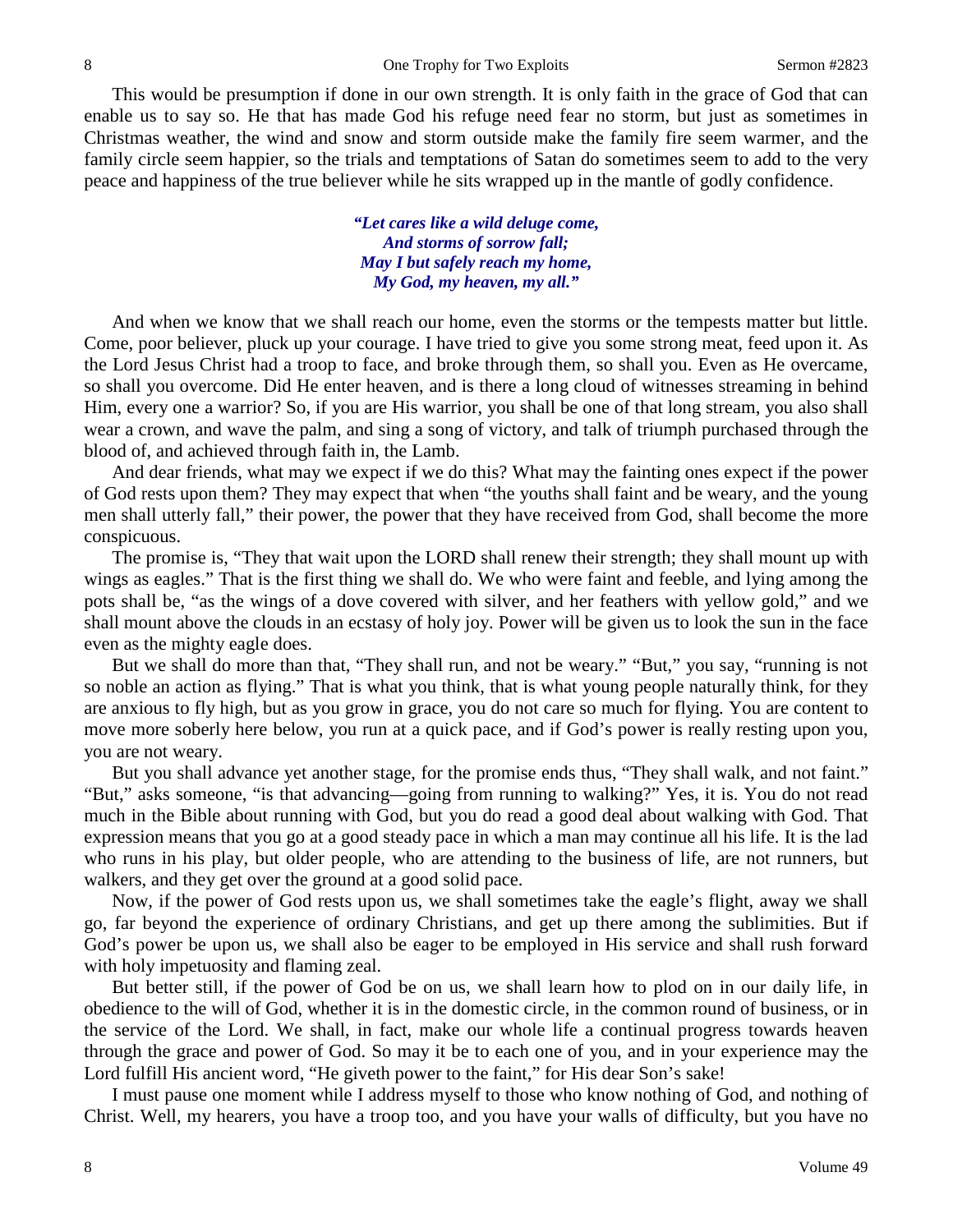This would be presumption if done in our own strength. It is only faith in the grace of God that can enable us to say so. He that has made God his refuge need fear no storm, but just as sometimes in Christmas weather, the wind and snow and storm outside make the family fire seem warmer, and the family circle seem happier, so the trials and temptations of Satan do sometimes seem to add to the very peace and happiness of the true believer while he sits wrapped up in the mantle of godly confidence.

> ***"Let cares like a wild deluge come,***
> ***And storms of sorrow fall;***
> ***May I but safely reach my home,***
> ***My God, my heaven, my all."***

And when we know that we shall reach our home, even the storms or the tempests matter but little. Come, poor believer, pluck up your courage. I have tried to give you some strong meat, feed upon it. As the Lord Jesus Christ had a troop to face, and broke through them, so shall you. Even as He overcame, so shall you overcome. Did He enter heaven, and is there a long cloud of witnesses streaming in behind Him, every one a warrior? So, if you are His warrior, you shall be one of that long stream, you also shall wear a crown, and wave the palm, and sing a song of victory, and talk of triumph purchased through the blood of, and achieved through faith in, the Lamb.

And dear friends, what may we expect if we do this? What may the fainting ones expect if the power of God rests upon them? They may expect that when "the youths shall faint and be weary, and the young men shall utterly fall," their power, the power that they have received from God, shall become the more conspicuous.

The promise is, "They that wait upon the LORD shall renew their strength; they shall mount up with wings as eagles." That is the first thing we shall do. We who were faint and feeble, and lying among the pots shall be, "as the wings of a dove covered with silver, and her feathers with yellow gold," and we shall mount above the clouds in an ecstasy of holy joy. Power will be given us to look the sun in the face even as the mighty eagle does.

But we shall do more than that, "They shall run, and not be weary." "But," you say, "running is not so noble an action as flying." That is what you think, that is what young people naturally think, for they are anxious to fly high, but as you grow in grace, you do not care so much for flying. You are content to move more soberly here below, you run at a quick pace, and if God's power is really resting upon you, you are not weary.

But you shall advance yet another stage, for the promise ends thus, "They shall walk, and not faint." "But," asks someone, "is that advancing—going from running to walking?" Yes, it is. You do not read much in the Bible about running with God, but you do read a good deal about walking with God. That expression means that you go at a good steady pace in which a man may continue all his life. It is the lad who runs in his play, but older people, who are attending to the business of life, are not runners, but walkers, and they get over the ground at a good solid pace.

Now, if the power of God rests upon us, we shall sometimes take the eagle's flight, away we shall go, far beyond the experience of ordinary Christians, and get up there among the sublimities. But if God's power be upon us, we shall also be eager to be employed in His service and shall rush forward with holy impetuosity and flaming zeal.

But better still, if the power of God be on us, we shall learn how to plod on in our daily life, in obedience to the will of God, whether it is in the domestic circle, in the common round of business, or in the service of the Lord. We shall, in fact, make our whole life a continual progress towards heaven through the grace and power of God. So may it be to each one of you, and in your experience may the Lord fulfill His ancient word, "He giveth power to the faint," for His dear Son's sake!

I must pause one moment while I address myself to those who know nothing of God, and nothing of Christ. Well, my hearers, you have a troop too, and you have your walls of difficulty, but you have no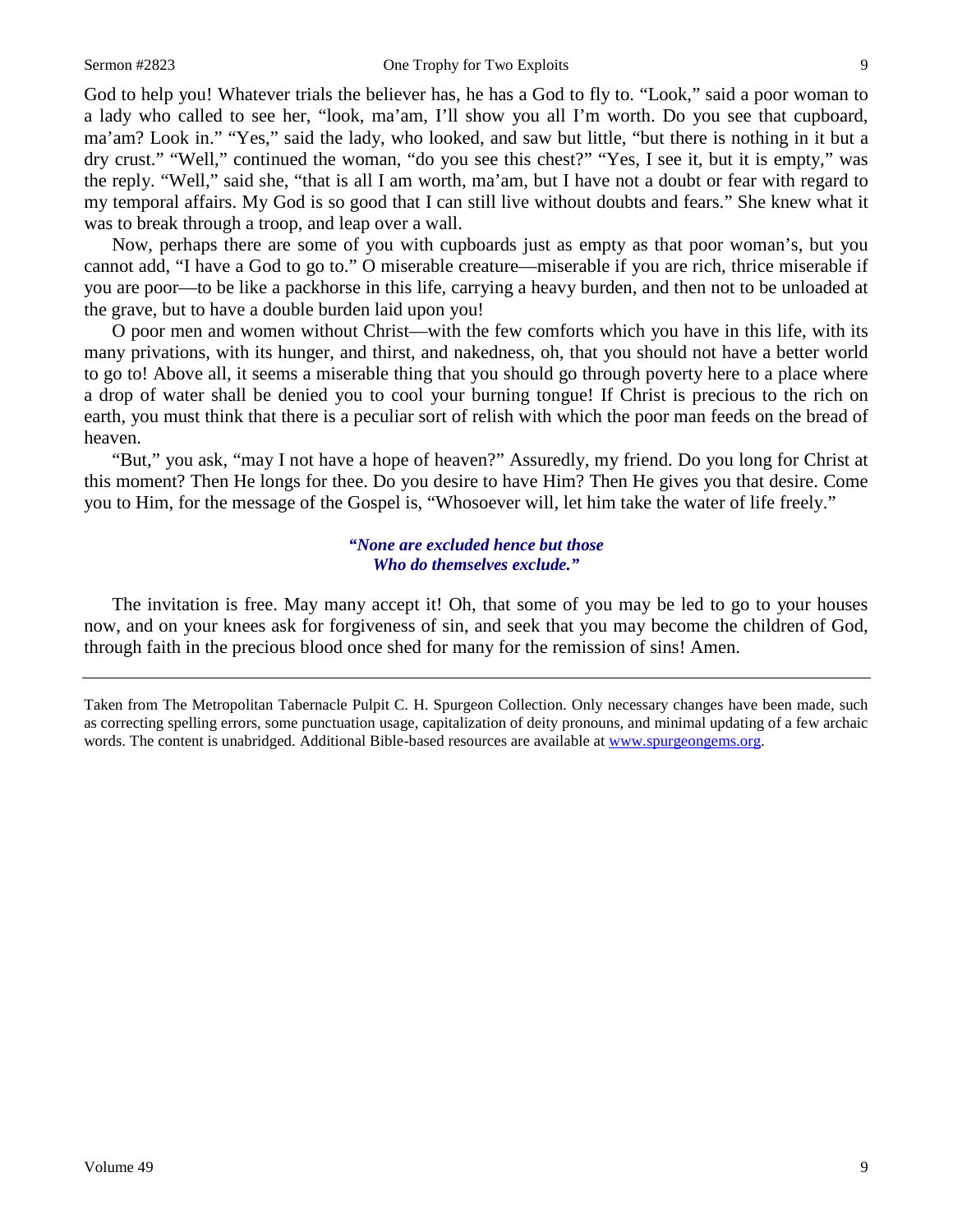God to help you! Whatever trials the believer has, he has a God to fly to. "Look," said a poor woman to a lady who called to see her, "look, ma'am, I'll show you all I'm worth. Do you see that cupboard, ma'am? Look in." "Yes," said the lady, who looked, and saw but little, "but there is nothing in it but a dry crust." "Well," continued the woman, "do you see this chest?" "Yes, I see it, but it is empty," was the reply. "Well," said she, "that is all I am worth, ma'am, but I have not a doubt or fear with regard to my temporal affairs. My God is so good that I can still live without doubts and fears." She knew what it was to break through a troop, and leap over a wall.

Now, perhaps there are some of you with cupboards just as empty as that poor woman's, but you cannot add, "I have a God to go to." O miserable creature—miserable if you are rich, thrice miserable if you are poor—to be like a packhorse in this life, carrying a heavy burden, and then not to be unloaded at the grave, but to have a double burden laid upon you!

O poor men and women without Christ—with the few comforts which you have in this life, with its many privations, with its hunger, and thirst, and nakedness, oh, that you should not have a better world to go to! Above all, it seems a miserable thing that you should go through poverty here to a place where a drop of water shall be denied you to cool your burning tongue! If Christ is precious to the rich on earth, you must think that there is a peculiar sort of relish with which the poor man feeds on the bread of heaven.

"But," you ask, "may I not have a hope of heaven?" Assuredly, my friend. Do you long for Christ at this moment? Then He longs for thee. Do you desire to have Him? Then He gives you that desire. Come you to Him, for the message of the Gospel is, "Whosoever will, let him take the water of life freely."

> ***"None are excluded hence but those***
> ***Who do themselves exclude."***

The invitation is free. May many accept it! Oh, that some of you may be led to go to your houses now, and on your knees ask for forgiveness of sin, and seek that you may become the children of God, through faith in the precious blood once shed for many for the remission of sins! Amen.

---

Taken from The Metropolitan Tabernacle Pulpit C. H. Spurgeon Collection. Only necessary changes have been made, such as correcting spelling errors, some punctuation usage, capitalization of deity pronouns, and minimal updating of a few archaic words. The content is unabridged. Additional Bible-based resources are available at www.spurgeongems.org.